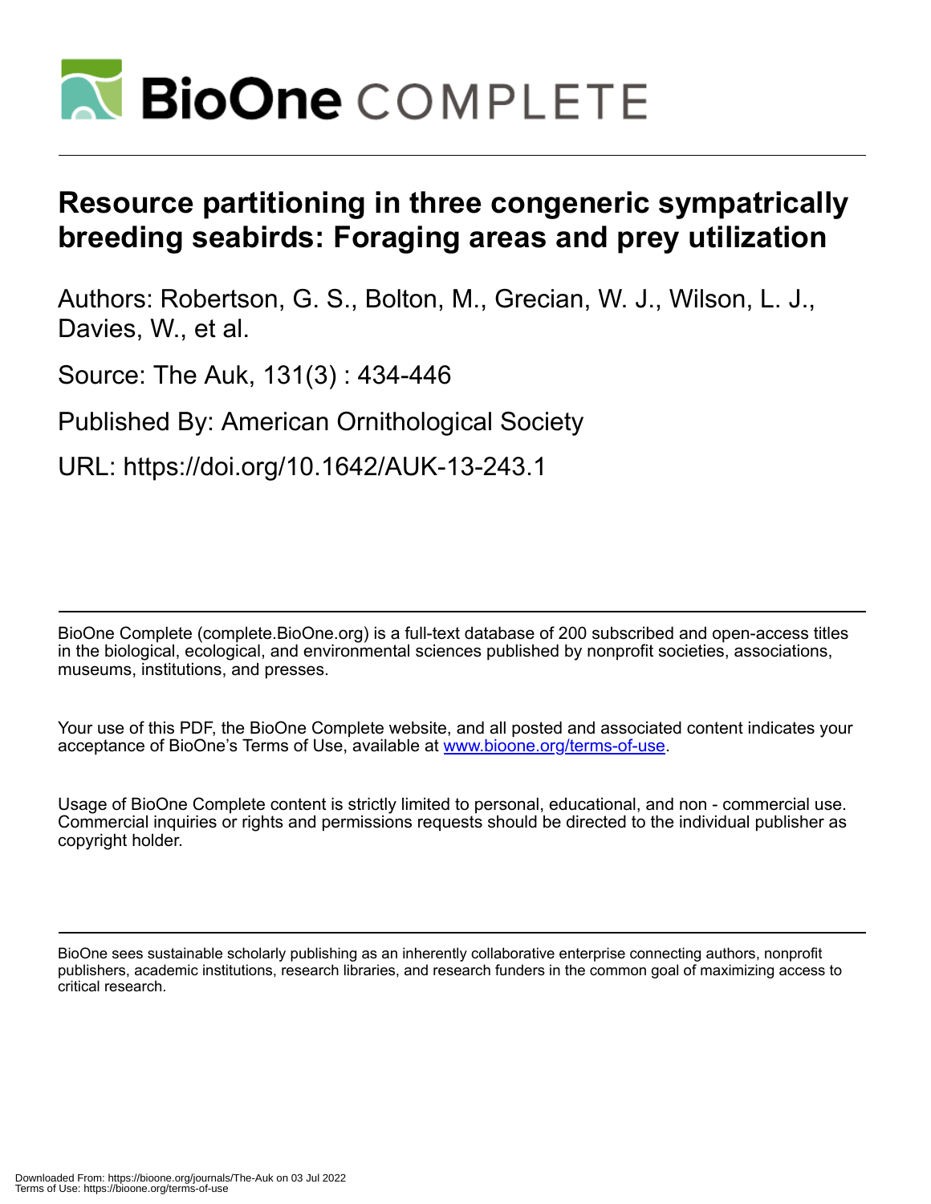# Resource partitioning in three congeneric sympatrically breeding seabirds: Foraging areas and prey utilization

Authors: Robertson, G. S., Bolton, M., Grecian, W. J., Wilson, L. J., Davies, W., et al.

Source: The Auk, 131(3) : 434-446

Published By: American Ornithological Society

URL: https://doi.org/10.1642/AUK-13-243.1

BioOne Complete (complete.BioOne.org) is a full-text database of 200 subscribed and open-access titles in the biological, ecological, and environmental sciences published by nonprofit societies, associations, museums, institutions, and presses.

Your use of this PDF, the BioOne Complete website, and all posted and associated content indicates your acceptance of BioOne's Terms of Use, available at www.bioone.org/terms-of-use.

Usage of BioOne Complete content is strictly limited to personal, educational, and non - commercial use. Commercial inquiries or rights and permissions requests should be directed to the individual publisher as copyright holder.

BioOne sees sustainable scholarly publishing as an inherently collaborative enterprise connecting authors, nonprofit publishers, academic institutions, research libraries, and research funders in the common goal of maximizing access to critical research.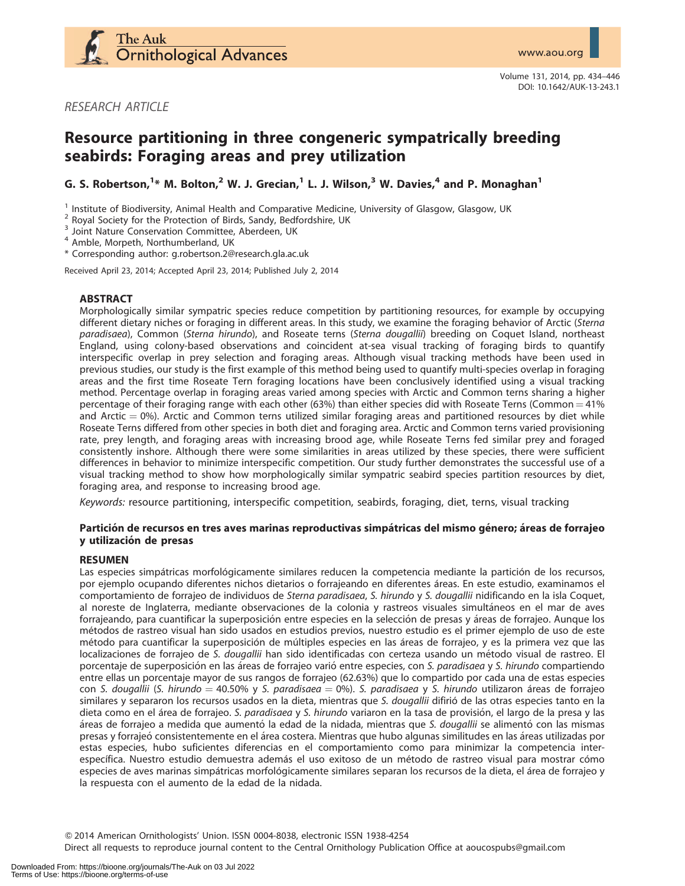RESEARCH ARTICLE

# Resource partitioning in three congeneric sympatrically breeding seabirds: Foraging areas and prey utilization

**G. S. Robertson,[1]* M. Bolton,[2] W. J. Grecian,[1] L. J. Wilson,[3] W. Davies,[4] and P. Monaghan[1]**

[1] Institute of Biodiversity, Animal Health and Comparative Medicine, University of Glasgow, Glasgow, UK
[2] Royal Society for the Protection of Birds, Sandy, Bedfordshire, UK
[3] Joint Nature Conservation Committee, Aberdeen, UK
[4] Amble, Morpeth, Northumberland, UK
* Corresponding author: g.robertson.2@research.gla.ac.uk

Received April 23, 2014; Accepted April 23, 2014; Published July 2, 2014

## ABSTRACT

Morphologically similar sympatric species reduce competition by partitioning resources, for example by occupying different dietary niches or foraging in different areas. In this study, we examine the foraging behavior of Arctic (*Sterna paradisaea*), Common (*Sterna hirundo*), and Roseate terns (*Sterna dougallii*) breeding on Coquet Island, northeast England, using colony-based observations and coincident at-sea visual tracking of foraging birds to quantify interspecific overlap in prey selection and foraging areas. Although visual tracking methods have been used in previous studies, our study is the first example of this method being used to quantify multi-species overlap in foraging areas and the first time Roseate Tern foraging locations have been conclusively identified using a visual tracking method. Percentage overlap in foraging areas varied among species with Arctic and Common terns sharing a higher percentage of their foraging range with each other (63%) than either species did with Roseate Terns (Common = 41% and Arctic = 0%). Arctic and Common terns utilized similar foraging areas and partitioned resources by diet while Roseate Terns differed from other species in both diet and foraging area. Arctic and Common terns varied provisioning rate, prey length, and foraging areas with increasing brood age, while Roseate Terns fed similar prey and foraged consistently inshore. Although there were some similarities in areas utilized by these species, there were sufficient differences in behavior to minimize interspecific competition. Our study further demonstrates the successful use of a visual tracking method to show how morphologically similar sympatric seabird species partition resources by diet, foraging area, and response to increasing brood age.

*Keywords:* resource partitioning, interspecific competition, seabirds, foraging, diet, terns, visual tracking

### Partición de recursos en tres aves marinas reproductivas simpátricas del mismo género; áreas de forrajeo y utilización de presas

## RESUMEN

Las especies simpátricas morfológicamente similares reducen la competencia mediante la partición de los recursos, por ejemplo ocupando diferentes nichos dietarios o forrajeando en diferentes áreas. En este estudio, examinamos el comportamiento de forrajeo de individuos de *Sterna paradisaea*, *S. hirundo* y *S. dougallii* nidificando en la isla Coquet, al noreste de Inglaterra, mediante observaciones de la colonia y rastreos visuales simultáneos en el mar de aves forrajeando, para cuantificar la superposición entre especies en la selección de presas y áreas de forrajeo. Aunque los métodos de rastreo visual han sido usados en estudios previos, nuestro estudio es el primer ejemplo de uso de este método para cuantificar la superposición de múltiples especies en las áreas de forrajeo, y es la primera vez que las localizaciones de forrajeo de *S. dougallii* han sido identificadas con certeza usando un método visual de rastreo. El porcentaje de superposición en las áreas de forrajeo varió entre especies, con *S. paradisaea* y *S. hirundo* compartiendo entre ellas un porcentaje mayor de sus rangos de forrajeo (62.63%) que lo compartido por cada una de estas especies con *S. dougallii* (*S. hirundo* = 40.50% y *S. paradisaea* = 0%). *S. paradisaea* y *S. hirundo* utilizaron áreas de forrajeo similares y separaron los recursos usados en la dieta, mientras que *S. dougallii* difirió de las otras especies tanto en la dieta como en el área de forrajeo. *S. paradisaea* y *S. hirundo* variaron en la tasa de provisión, el largo de la presa y las áreas de forrajeo a medida que aumentó la edad de la nidada, mientras que *S. dougallii* se alimentó con las mismas presas y forrajeó consistentemente en el área costera. Mientras que hubo algunas similitudes en las áreas utilizadas por estas especies, hubo suficientes diferencias en el comportamiento como para minimizar la competencia inter-específica. Nuestro estudio demuestra además el uso exitoso de un método de rastreo visual para mostrar cómo especies de aves marinas simpátricas morfológicamente similares separan los recursos de la dieta, el área de forrajeo y la respuesta con el aumento de la edad de la nidada.

© 2014 American Ornithologists' Union. ISSN 0004-8038, electronic ISSN 1938-4254
Direct all requests to reproduce journal content to the Central Ornithology Publication Office at aoucospubs@gmail.com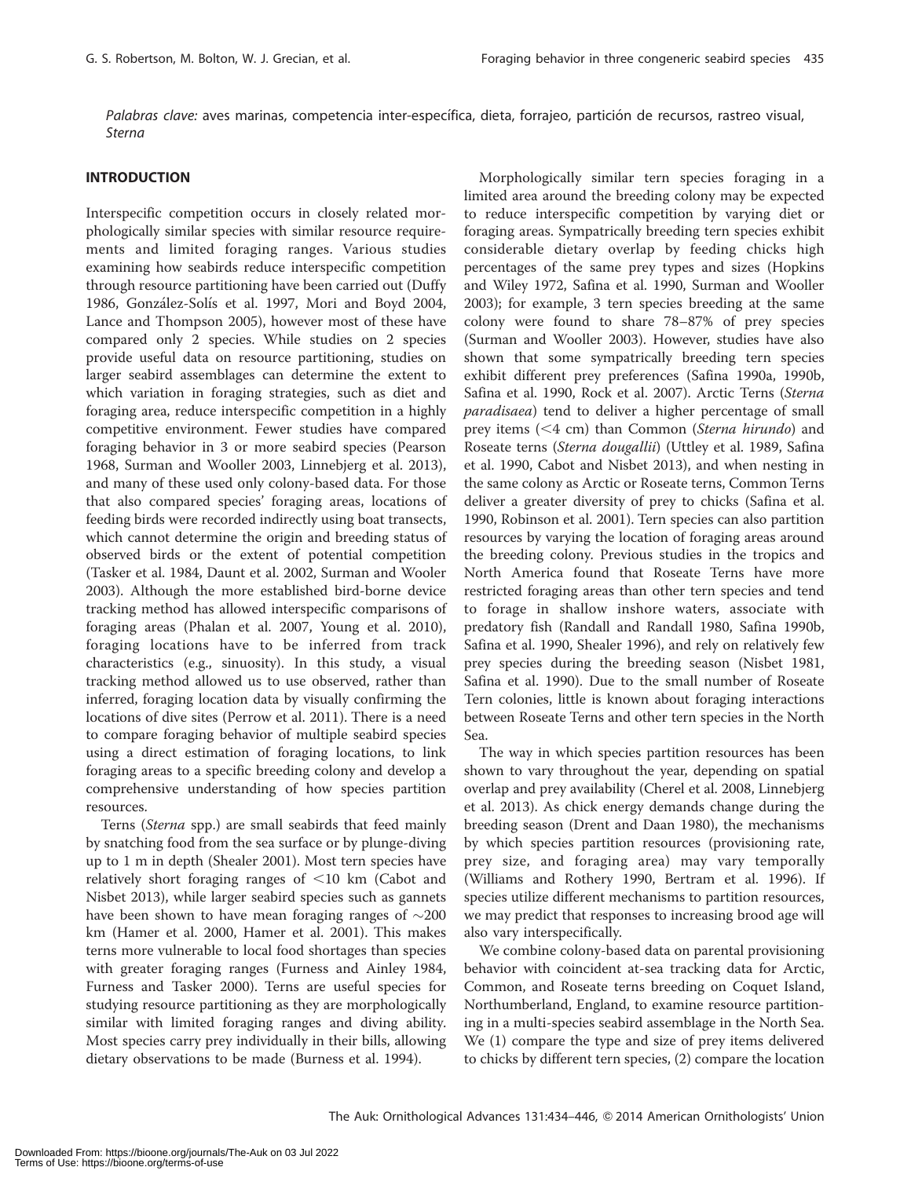*Palabras clave:* aves marinas, competencia inter-específica, dieta, forrajeo, partición de recursos, rastreo visual, *Sterna*

## INTRODUCTION

Interspecific competition occurs in closely related morphologically similar species with similar resource requirements and limited foraging ranges. Various studies examining how seabirds reduce interspecific competition through resource partitioning have been carried out (Duffy 1986, González-Solís et al. 1997, Mori and Boyd 2004, Lance and Thompson 2005), however most of these have compared only 2 species. While studies on 2 species provide useful data on resource partitioning, studies on larger seabird assemblages can determine the extent to which variation in foraging strategies, such as diet and foraging area, reduce interspecific competition in a highly competitive environment. Fewer studies have compared foraging behavior in 3 or more seabird species (Pearson 1968, Surman and Wooller 2003, Linnebjerg et al. 2013), and many of these used only colony-based data. For those that also compared species' foraging areas, locations of feeding birds were recorded indirectly using boat transects, which cannot determine the origin and breeding status of observed birds or the extent of potential competition (Tasker et al. 1984, Daunt et al. 2002, Surman and Wooler 2003). Although the more established bird-borne device tracking method has allowed interspecific comparisons of foraging areas (Phalan et al. 2007, Young et al. 2010), foraging locations have to be inferred from track characteristics (e.g., sinuosity). In this study, a visual tracking method allowed us to use observed, rather than inferred, foraging location data by visually confirming the locations of dive sites (Perrow et al. 2011). There is a need to compare foraging behavior of multiple seabird species using a direct estimation of foraging locations, to link foraging areas to a specific breeding colony and develop a comprehensive understanding of how species partition resources.

Terns (*Sterna* spp.) are small seabirds that feed mainly by snatching food from the sea surface or by plunge-diving up to 1 m in depth (Shealer 2001). Most tern species have relatively short foraging ranges of <10 km (Cabot and Nisbet 2013), while larger seabird species such as gannets have been shown to have mean foraging ranges of ~200 km (Hamer et al. 2000, Hamer et al. 2001). This makes terns more vulnerable to local food shortages than species with greater foraging ranges (Furness and Ainley 1984, Furness and Tasker 2000). Terns are useful species for studying resource partitioning as they are morphologically similar with limited foraging ranges and diving ability. Most species carry prey individually in their bills, allowing dietary observations to be made (Burness et al. 1994).

Morphologically similar tern species foraging in a limited area around the breeding colony may be expected to reduce interspecific competition by varying diet or foraging areas. Sympatrically breeding tern species exhibit considerable dietary overlap by feeding chicks high percentages of the same prey types and sizes (Hopkins and Wiley 1972, Safina et al. 1990, Surman and Wooller 2003); for example, 3 tern species breeding at the same colony were found to share 78–87% of prey species (Surman and Wooller 2003). However, studies have also shown that some sympatrically breeding tern species exhibit different prey preferences (Safina 1990a, 1990b, Safina et al. 1990, Rock et al. 2007). Arctic Terns (*Sterna paradisaea*) tend to deliver a higher percentage of small prey items (<4 cm) than Common (*Sterna hirundo*) and Roseate terns (*Sterna dougallii*) (Uttley et al. 1989, Safina et al. 1990, Cabot and Nisbet 2013), and when nesting in the same colony as Arctic or Roseate terns, Common Terns deliver a greater diversity of prey to chicks (Safina et al. 1990, Robinson et al. 2001). Tern species can also partition resources by varying the location of foraging areas around the breeding colony. Previous studies in the tropics and North America found that Roseate Terns have more restricted foraging areas than other tern species and tend to forage in shallow inshore waters, associate with predatory fish (Randall and Randall 1980, Safina 1990b, Safina et al. 1990, Shealer 1996), and rely on relatively few prey species during the breeding season (Nisbet 1981, Safina et al. 1990). Due to the small number of Roseate Tern colonies, little is known about foraging interactions between Roseate Terns and other tern species in the North Sea.

The way in which species partition resources has been shown to vary throughout the year, depending on spatial overlap and prey availability (Cherel et al. 2008, Linnebjerg et al. 2013). As chick energy demands change during the breeding season (Drent and Daan 1980), the mechanisms by which species partition resources (provisioning rate, prey size, and foraging area) may vary temporally (Williams and Rothery 1990, Bertram et al. 1996). If species utilize different mechanisms to partition resources, we may predict that responses to increasing brood age will also vary interspecifically.

We combine colony-based data on parental provisioning behavior with coincident at-sea tracking data for Arctic, Common, and Roseate terns breeding on Coquet Island, Northumberland, England, to examine resource partitioning in a multi-species seabird assemblage in the North Sea. We (1) compare the type and size of prey items delivered to chicks by different tern species, (2) compare the location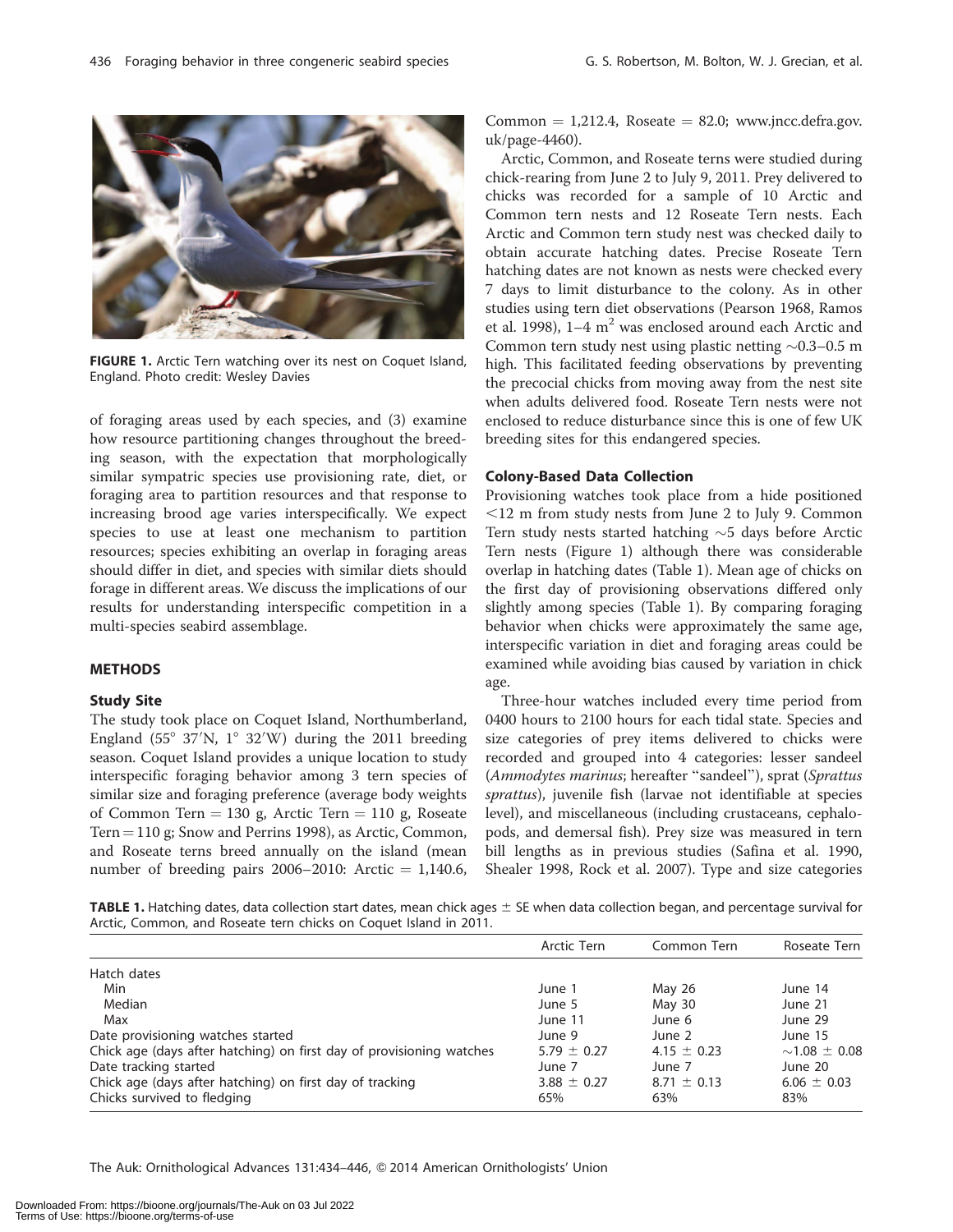FIGURE 1. Arctic Tern watching over its nest on Coquet Island, England. Photo credit: Wesley Davies

of foraging areas used by each species, and (3) examine how resource partitioning changes throughout the breeding season, with the expectation that morphologically similar sympatric species use provisioning rate, diet, or foraging area to partition resources and that response to increasing brood age varies interspecifically. We expect species to use at least one mechanism to partition resources; species exhibiting an overlap in foraging areas should differ in diet, and species with similar diets should forage in different areas. We discuss the implications of our results for understanding interspecific competition in a multi-species seabird assemblage.

## METHODS

### Study Site

The study took place on Coquet Island, Northumberland, England (55° 37′N, 1° 32′W) during the 2011 breeding season. Coquet Island provides a unique location to study interspecific foraging behavior among 3 tern species of similar size and foraging preference (average body weights of Common Tern = 130 g, Arctic Tern = 110 g, Roseate Tern = 110 g; Snow and Perrins 1998), as Arctic, Common, and Roseate terns breed annually on the island (mean number of breeding pairs 2006–2010: Arctic = 1,140.6, Common = 1,212.4, Roseate = 82.0; www.jncc.defra.gov.uk/page-4460).

Arctic, Common, and Roseate terns were studied during chick-rearing from June 2 to July 9, 2011. Prey delivered to chicks was recorded for a sample of 10 Arctic and Common tern nests and 12 Roseate Tern nests. Each Arctic and Common tern study nest was checked daily to obtain accurate hatching dates. Precise Roseate Tern hatching dates are not known as nests were checked every 7 days to limit disturbance to the colony. As in other studies using tern diet observations (Pearson 1968, Ramos et al. 1998), 1–4 m$^2$ was enclosed around each Arctic and Common tern study nest using plastic netting ~0.3–0.5 m high. This facilitated feeding observations by preventing the precocial chicks from moving away from the nest site when adults delivered food. Roseate Tern nests were not enclosed to reduce disturbance since this is one of few UK breeding sites for this endangered species.

### Colony-Based Data Collection

Provisioning watches took place from a hide positioned <12 m from study nests from June 2 to July 9. Common Tern study nests started hatching ~5 days before Arctic Tern nests (Figure 1) although there was considerable overlap in hatching dates (Table 1). Mean age of chicks on the first day of provisioning observations differed only slightly among species (Table 1). By comparing foraging behavior when chicks were approximately the same age, interspecific variation in diet and foraging areas could be examined while avoiding bias caused by variation in chick age.

Three-hour watches included every time period from 0400 hours to 2100 hours for each tidal state. Species and size categories of prey items delivered to chicks were recorded and grouped into 4 categories: lesser sandeel (*Ammodytes marinus*; hereafter "sandeel"), sprat (*Sprattus sprattus*), juvenile fish (larvae not identifiable at species level), and miscellaneous (including crustaceans, cephalopods, and demersal fish). Prey size was measured in tern bill lengths as in previous studies (Safina et al. 1990, Shealer 1998, Rock et al. 2007). Type and size categories

**TABLE 1.** Hatching dates, data collection start dates, mean chick ages ± SE when data collection began, and percentage survival for Arctic, Common, and Roseate tern chicks on Coquet Island in 2011.

| | Arctic Tern | Common Tern | Roseate Tern |
|---|---|---|---|
| Hatch dates | | | |
| Min | June 1 | May 26 | June 14 |
| Median | June 5 | May 30 | June 21 |
| Max | June 11 | June 6 | June 29 |
| Date provisioning watches started | June 9 | June 2 | June 15 |
| Chick age (days after hatching) on first day of provisioning watches | 5.79 ± 0.27 | 4.15 ± 0.23 | ~1.08 ± 0.08 |
| Date tracking started | June 7 | June 7 | June 20 |
| Chick age (days after hatching) on first day of tracking | 3.88 ± 0.27 | 8.71 ± 0.13 | 6.06 ± 0.03 |
| Chicks survived to fledging | 65% | 63% | 83% |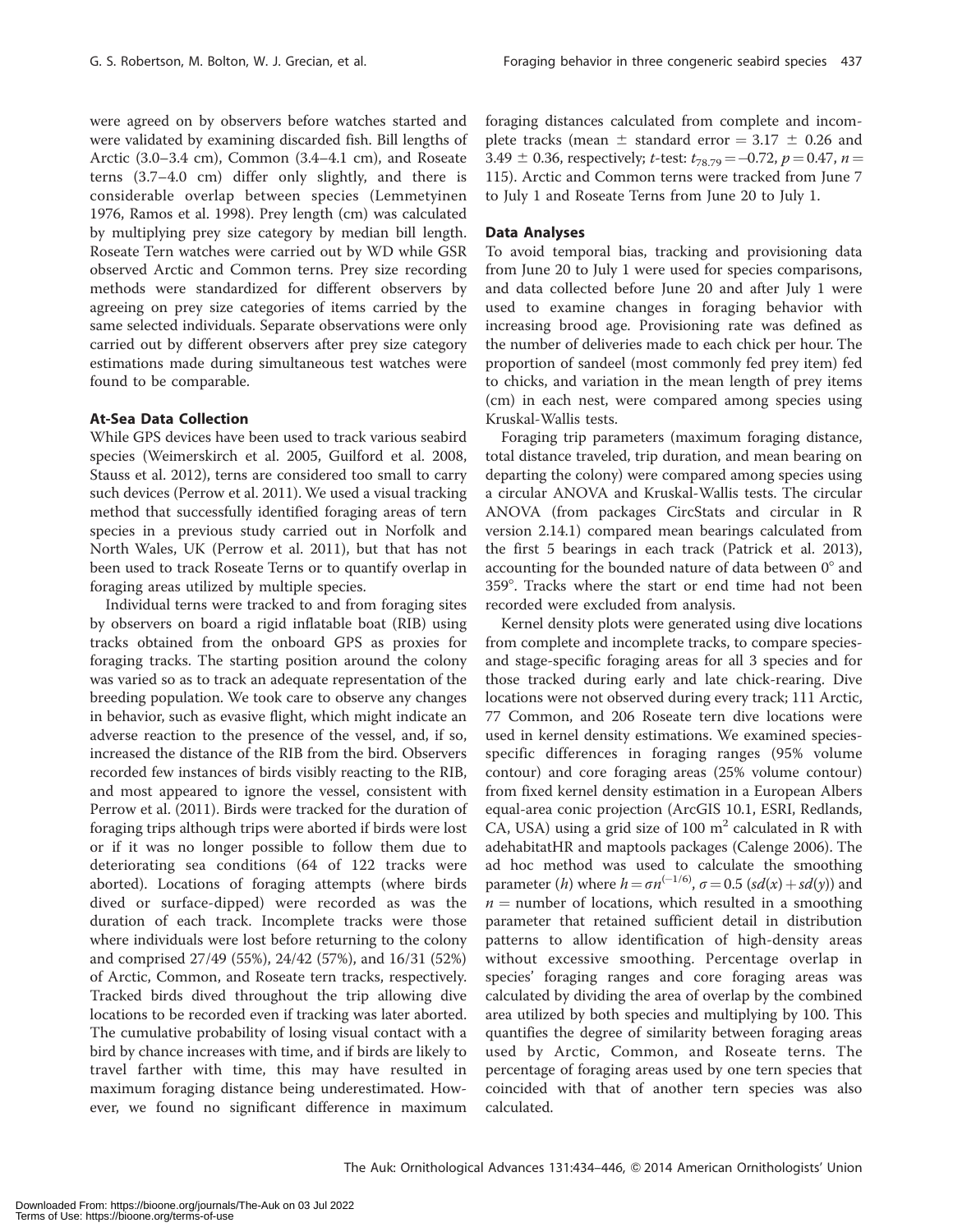were agreed on by observers before watches started and were validated by examining discarded fish. Bill lengths of Arctic (3.0–3.4 cm), Common (3.4–4.1 cm), and Roseate terns (3.7–4.0 cm) differ only slightly, and there is considerable overlap between species (Lemmetyinen 1976, Ramos et al. 1998). Prey length (cm) was calculated by multiplying prey size category by median bill length. Roseate Tern watches were carried out by WD while GSR observed Arctic and Common terns. Prey size recording methods were standardized for different observers by agreeing on prey size categories of items carried by the same selected individuals. Separate observations were only carried out by different observers after prey size category estimations made during simultaneous test watches were found to be comparable.

### At-Sea Data Collection

While GPS devices have been used to track various seabird species (Weimerskirch et al. 2005, Guilford et al. 2008, Stauss et al. 2012), terns are considered too small to carry such devices (Perrow et al. 2011). We used a visual tracking method that successfully identified foraging areas of tern species in a previous study carried out in Norfolk and North Wales, UK (Perrow et al. 2011), but that has not been used to track Roseate Terns or to quantify overlap in foraging areas utilized by multiple species.

Individual terns were tracked to and from foraging sites by observers on board a rigid inflatable boat (RIB) using tracks obtained from the onboard GPS as proxies for foraging tracks. The starting position around the colony was varied so as to track an adequate representation of the breeding population. We took care to observe any changes in behavior, such as evasive flight, which might indicate an adverse reaction to the presence of the vessel, and, if so, increased the distance of the RIB from the bird. Observers recorded few instances of birds visibly reacting to the RIB, and most appeared to ignore the vessel, consistent with Perrow et al. (2011). Birds were tracked for the duration of foraging trips although trips were aborted if birds were lost or if it was no longer possible to follow them due to deteriorating sea conditions (64 of 122 tracks were aborted). Locations of foraging attempts (where birds dived or surface-dipped) were recorded as was the duration of each track. Incomplete tracks were those where individuals were lost before returning to the colony and comprised 27/49 (55%), 24/42 (57%), and 16/31 (52%) of Arctic, Common, and Roseate tern tracks, respectively. Tracked birds dived throughout the trip allowing dive locations to be recorded even if tracking was later aborted. The cumulative probability of losing visual contact with a bird by chance increases with time, and if birds are likely to travel farther with time, this may have resulted in maximum foraging distance being underestimated. However, we found no significant difference in maximum foraging distances calculated from complete and incomplete tracks (mean $\pm$ standard error = 3.17 $\pm$ 0.26 and 3.49 $\pm$ 0.36, respectively; $t$-test: $t_{78.79} = -0.72$, $p = 0.47$, $n =$ 115). Arctic and Common terns were tracked from June 7 to July 1 and Roseate Terns from June 20 to July 1.

### Data Analyses

To avoid temporal bias, tracking and provisioning data from June 20 to July 1 were used for species comparisons, and data collected before June 20 and after July 1 were used to examine changes in foraging behavior with increasing brood age. Provisioning rate was defined as the number of deliveries made to each chick per hour. The proportion of sandeel (most commonly fed prey item) fed to chicks, and variation in the mean length of prey items (cm) in each nest, were compared among species using Kruskal-Wallis tests.

Foraging trip parameters (maximum foraging distance, total distance traveled, trip duration, and mean bearing on departing the colony) were compared among species using a circular ANOVA and Kruskal-Wallis tests. The circular ANOVA (from packages CircStats and circular in R version 2.14.1) compared mean bearings calculated from the first 5 bearings in each track (Patrick et al. 2013), accounting for the bounded nature of data between 0° and 359°. Tracks where the start or end time had not been recorded were excluded from analysis.

Kernel density plots were generated using dive locations from complete and incomplete tracks, to compare species- and stage-specific foraging areas for all 3 species and for those tracked during early and late chick-rearing. Dive locations were not observed during every track; 111 Arctic, 77 Common, and 206 Roseate tern dive locations were used in kernel density estimations. We examined species-specific differences in foraging ranges (95% volume contour) and core foraging areas (25% volume contour) from fixed kernel density estimation in a European Albers equal-area conic projection (ArcGIS 10.1, ESRI, Redlands, CA, USA) using a grid size of 100 m$^2$ calculated in R with adehabitatHR and maptools packages (Calenge 2006). The ad hoc method was used to calculate the smoothing parameter ($h$) where $h = \sigma n^{(-1/6)}$, $\sigma = 0.5\ (sd(x) + sd(y))$ and $n$ = number of locations, which resulted in a smoothing parameter that retained sufficient detail in distribution patterns to allow identification of high-density areas without excessive smoothing. Percentage overlap in species' foraging ranges and core foraging areas was calculated by dividing the area of overlap by the combined area utilized by both species and multiplying by 100. This quantifies the degree of similarity between foraging areas used by Arctic, Common, and Roseate terns. The percentage of foraging areas used by one tern species that coincided with that of another tern species was also calculated.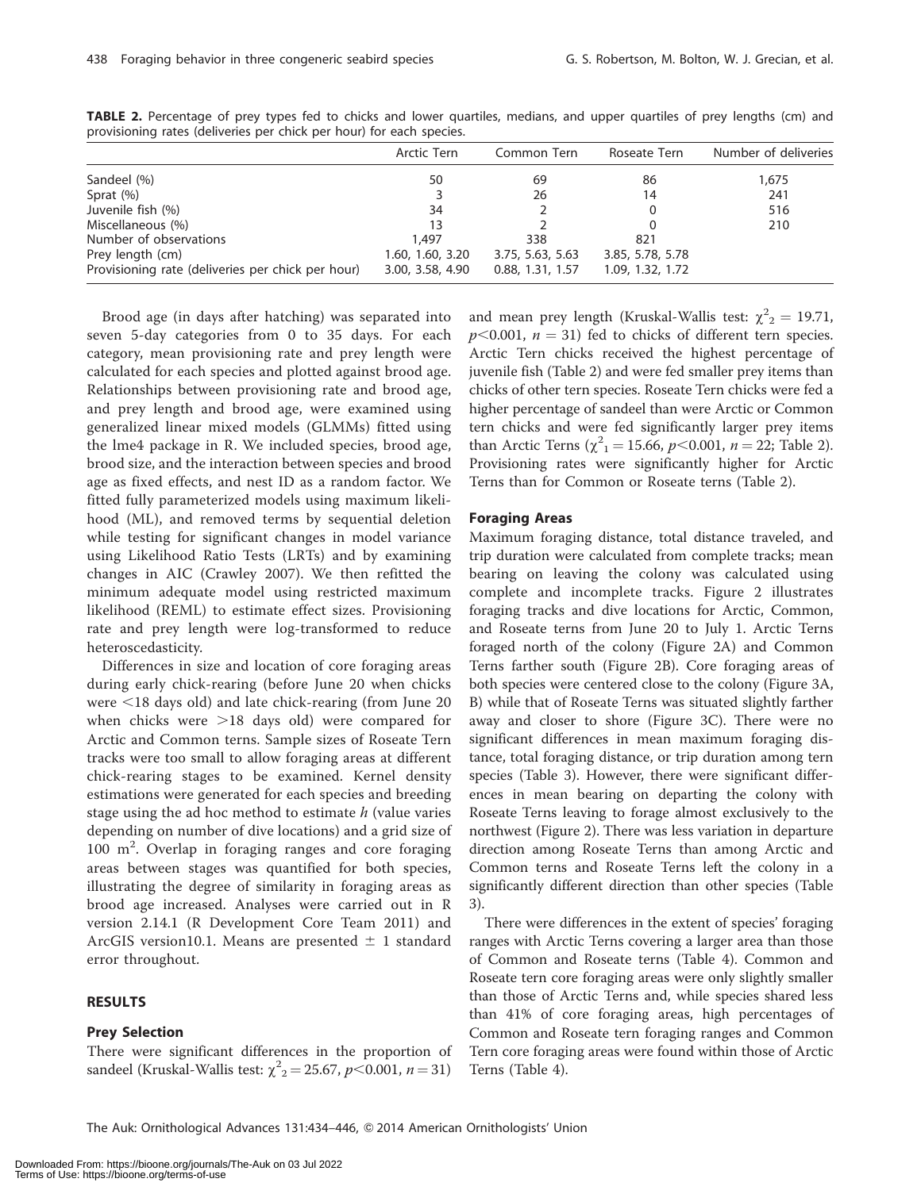**TABLE 2.** Percentage of prey types fed to chicks and lower quartiles, medians, and upper quartiles of prey lengths (cm) and provisioning rates (deliveries per chick per hour) for each species.

| | Arctic Tern | Common Tern | Roseate Tern | Number of deliveries |
|---|---|---|---|---|
| Sandeel (%) | 50 | 69 | 86 | 1,675 |
| Sprat (%) | 3 | 26 | 14 | 241 |
| Juvenile fish (%) | 34 | 2 | 0 | 516 |
| Miscellaneous (%) | 13 | 2 | 0 | 210 |
| Number of observations | 1,497 | 338 | 821 | |
| Prey length (cm) | 1.60, 1.60, 3.20 | 3.75, 5.63, 5.63 | 3.85, 5.78, 5.78 | |
| Provisioning rate (deliveries per chick per hour) | 3.00, 3.58, 4.90 | 0.88, 1.31, 1.57 | 1.09, 1.32, 1.72 | |

Brood age (in days after hatching) was separated into seven 5-day categories from 0 to 35 days. For each category, mean provisioning rate and prey length were calculated for each species and plotted against brood age. Relationships between provisioning rate and brood age, and prey length and brood age, were examined using generalized linear mixed models (GLMMs) fitted using the lme4 package in R. We included species, brood age, brood size, and the interaction between species and brood age as fixed effects, and nest ID as a random factor. We fitted fully parameterized models using maximum likelihood (ML), and removed terms by sequential deletion while testing for significant changes in model variance using Likelihood Ratio Tests (LRTs) and by examining changes in AIC (Crawley 2007). We then refitted the minimum adequate model using restricted maximum likelihood (REML) to estimate effect sizes. Provisioning rate and prey length were log-transformed to reduce heteroscedasticity.

Differences in size and location of core foraging areas during early chick-rearing (before June 20 when chicks were <18 days old) and late chick-rearing (from June 20 when chicks were >18 days old) were compared for Arctic and Common terns. Sample sizes of Roseate Tern tracks were too small to allow foraging areas at different chick-rearing stages to be examined. Kernel density estimations were generated for each species and breeding stage using the ad hoc method to estimate $h$ (value varies depending on number of dive locations) and a grid size of 100 $m^2$. Overlap in foraging ranges and core foraging areas between stages was quantified for both species, illustrating the degree of similarity in foraging areas as brood age increased. Analyses were carried out in R version 2.14.1 (R Development Core Team 2011) and ArcGIS version10.1. Means are presented $\pm$ 1 standard error throughout.

## RESULTS

### Prey Selection

There were significant differences in the proportion of sandeel (Kruskal-Wallis test: $\chi^2_2 = 25.67$, $p<0.001$, $n = 31$) and mean prey length (Kruskal-Wallis test: $\chi^2_2 = 19.71$, $p<0.001$, $n = 31$) fed to chicks of different tern species. Arctic Tern chicks received the highest percentage of juvenile fish (Table 2) and were fed smaller prey items than chicks of other tern species. Roseate Tern chicks were fed a higher percentage of sandeel than were Arctic or Common tern chicks and were fed significantly larger prey items than Arctic Terns ($\chi^2_1 = 15.66$, $p<0.001$, $n = 22$; Table 2). Provisioning rates were significantly higher for Arctic Terns than for Common or Roseate terns (Table 2).

### Foraging Areas

Maximum foraging distance, total distance traveled, and trip duration were calculated from complete tracks; mean bearing on leaving the colony was calculated using complete and incomplete tracks. Figure 2 illustrates foraging tracks and dive locations for Arctic, Common, and Roseate terns from June 20 to July 1. Arctic Terns foraged north of the colony (Figure 2A) and Common Terns farther south (Figure 2B). Core foraging areas of both species were centered close to the colony (Figure 3A, B) while that of Roseate Terns was situated slightly farther away and closer to shore (Figure 3C). There were no significant differences in mean maximum foraging distance, total foraging distance, or trip duration among tern species (Table 3). However, there were significant differences in mean bearing on departing the colony with Roseate Terns leaving to forage almost exclusively to the northwest (Figure 2). There was less variation in departure direction among Roseate Terns than among Arctic and Common terns and Roseate Terns left the colony in a significantly different direction than other species (Table 3).

There were differences in the extent of species' foraging ranges with Arctic Terns covering a larger area than those of Common and Roseate terns (Table 4). Common and Roseate tern core foraging areas were only slightly smaller than those of Arctic Terns and, while species shared less than 41% of core foraging areas, high percentages of Common and Roseate tern foraging ranges and Common Tern core foraging areas were found within those of Arctic Terns (Table 4).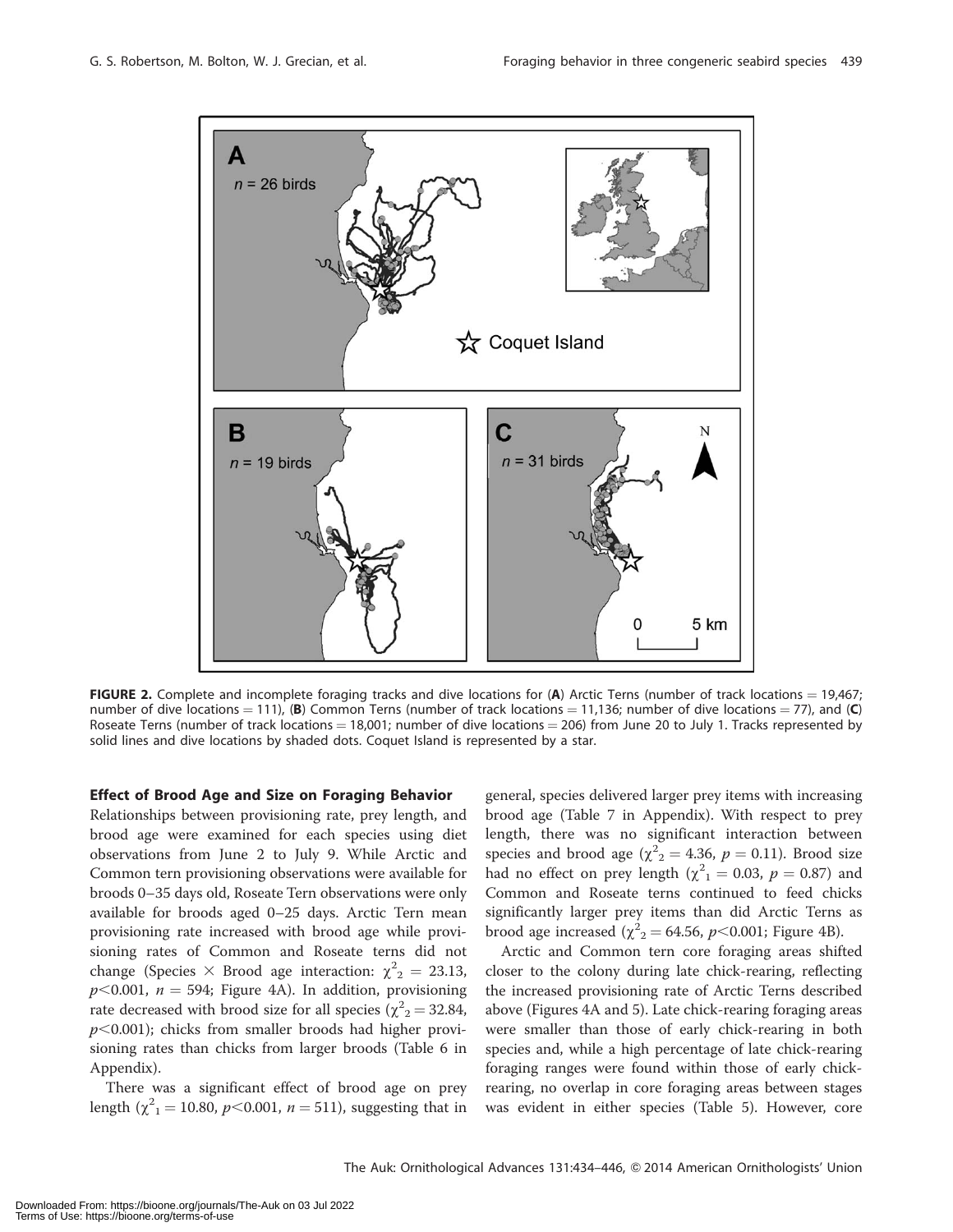FIGURE 2. Complete and incomplete foraging tracks and dive locations for (**A**) Arctic Terns (number of track locations = 19,467; number of dive locations = 111), (**B**) Common Terns (number of track locations = 11,136; number of dive locations = 77), and (**C**) Roseate Terns (number of track locations = 18,001; number of dive locations = 206) from June 20 to July 1. Tracks represented by solid lines and dive locations by shaded dots. Coquet Island is represented by a star.

### Effect of Brood Age and Size on Foraging Behavior

Relationships between provisioning rate, prey length, and brood age were examined for each species using diet observations from June 2 to July 9. While Arctic and Common tern provisioning observations were available for broods 0–35 days old, Roseate Tern observations were only available for broods aged 0–25 days. Arctic Tern mean provisioning rate increased with brood age while provisioning rates of Common and Roseate terns did not change (Species × Brood age interaction: $\chi^2_2 = 23.13$, $p<0.001$, $n = 594$; Figure 4A). In addition, provisioning rate decreased with brood size for all species ($\chi^2_2 = 32.84$, $p<0.001$); chicks from smaller broods had higher provisioning rates than chicks from larger broods (Table 6 in Appendix).

There was a significant effect of brood age on prey length ($\chi^2_1 = 10.80$, $p<0.001$, $n = 511$), suggesting that in general, species delivered larger prey items with increasing brood age (Table 7 in Appendix). With respect to prey length, there was no significant interaction between species and brood age ($\chi^2_2 = 4.36$, $p = 0.11$). Brood size had no effect on prey length ($\chi^2_1 = 0.03$, $p = 0.87$) and Common and Roseate terns continued to feed chicks significantly larger prey items than did Arctic Terns as brood age increased ($\chi^2_2 = 64.56$, $p<0.001$; Figure 4B).

Arctic and Common tern core foraging areas shifted closer to the colony during late chick-rearing, reflecting the increased provisioning rate of Arctic Terns described above (Figures 4A and 5). Late chick-rearing foraging areas were smaller than those of early chick-rearing in both species and, while a high percentage of late chick-rearing foraging ranges were found within those of early chick-rearing, no overlap in core foraging areas between stages was evident in either species (Table 5). However, core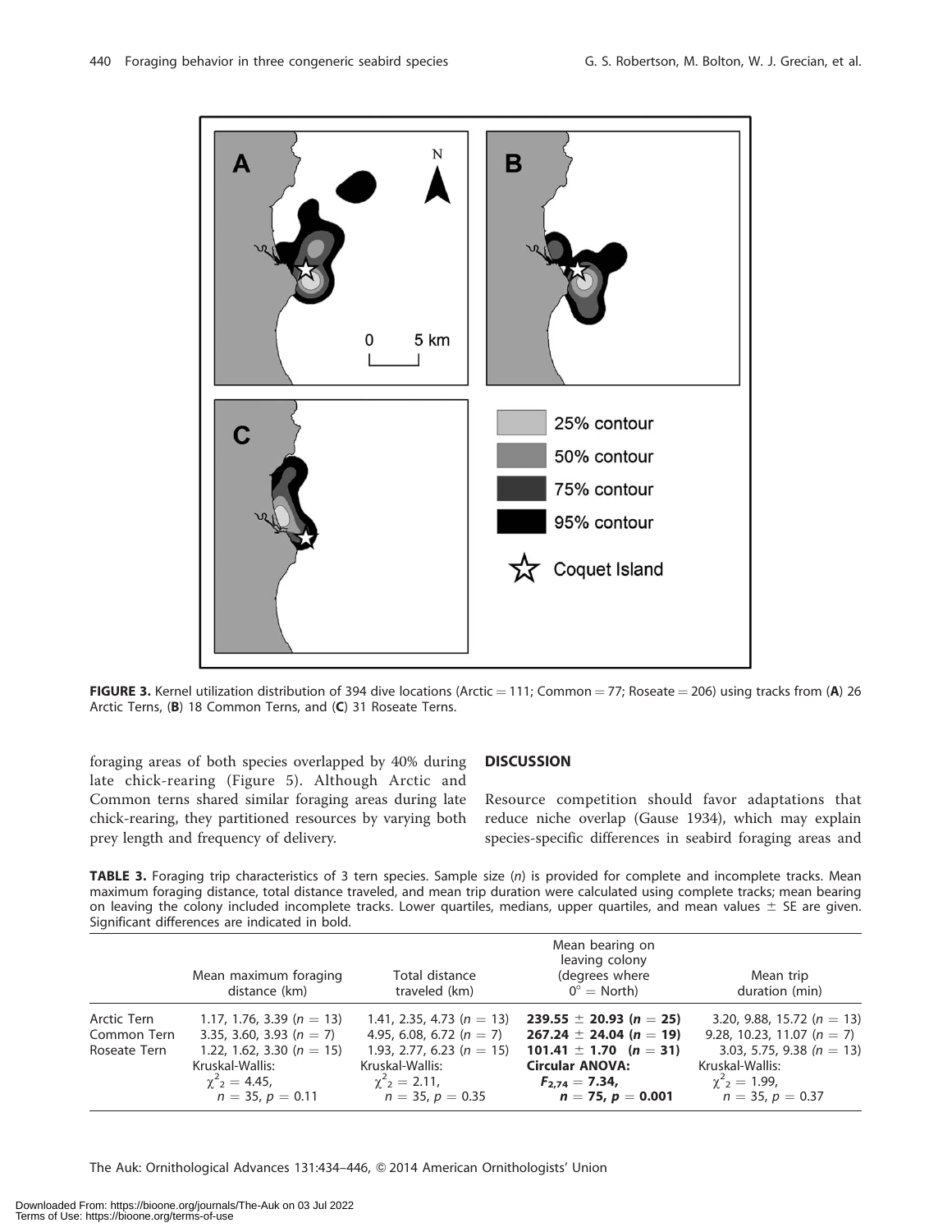**FIGURE 3.** Kernel utilization distribution of 394 dive locations (Arctic = 111; Common = 77; Roseate = 206) using tracks from (**A**) 26 Arctic Terns, (**B**) 18 Common Terns, and (**C**) 31 Roseate Terns.

foraging areas of both species overlapped by 40% during late chick-rearing (Figure 5). Although Arctic and Common terns shared similar foraging areas during late chick-rearing, they partitioned resources by varying both prey length and frequency of delivery.

## DISCUSSION

Resource competition should favor adaptations that reduce niche overlap (Gause 1934), which may explain species-specific differences in seabird foraging areas and

**TABLE 3.** Foraging trip characteristics of 3 tern species. Sample size ($n$) is provided for complete and incomplete tracks. Mean maximum foraging distance, total distance traveled, and mean trip duration were calculated using complete tracks; mean bearing on leaving the colony included incomplete tracks. Lower quartiles, medians, upper quartiles, and mean values ± SE are given. Significant differences are indicated in bold.

| | Mean maximum foraging distance (km) | Total distance traveled (km) | Mean bearing on leaving colony (degrees where 0° = North) | Mean trip duration (min) |
|---|---|---|---|---|
| Arctic Tern | 1.17, 1.76, 3.39 ($n = 13$) | 1.41, 2.35, 4.73 ($n = 13$) | **239.55 ± 20.93 ($n = 25$)** | 3.20, 9.88, 15.72 ($n = 13$) |
| Common Tern | 3.35, 3.60, 3.93 ($n = 7$) | 4.95, 6.08, 6.72 ($n = 7$) | **267.24 ± 24.04 ($n = 19$)** | 9.28, 10.23, 11.07 ($n = 7$) |
| Roseate Tern | 1.22, 1.62, 3.30 ($n = 15$) | 1.93, 2.77, 6.23 ($n = 15$) | **101.41 ± 1.70 ($n = 31$)** | 3.03, 5.75, 9.38 ($n = 13$) |
| | Kruskal-Wallis: $\chi^2_2 = 4.45$, $n = 35$, $p = 0.11$ | Kruskal-Wallis: $\chi^2_2 = 2.11$, $n = 35$, $p = 0.35$ | **Circular ANOVA: $F_{2,74} = 7.34$, $n = 75$, $p = 0.001$** | Kruskal-Wallis: $\chi^2_2 = 1.99$, $n = 35$, $p = 0.37$ |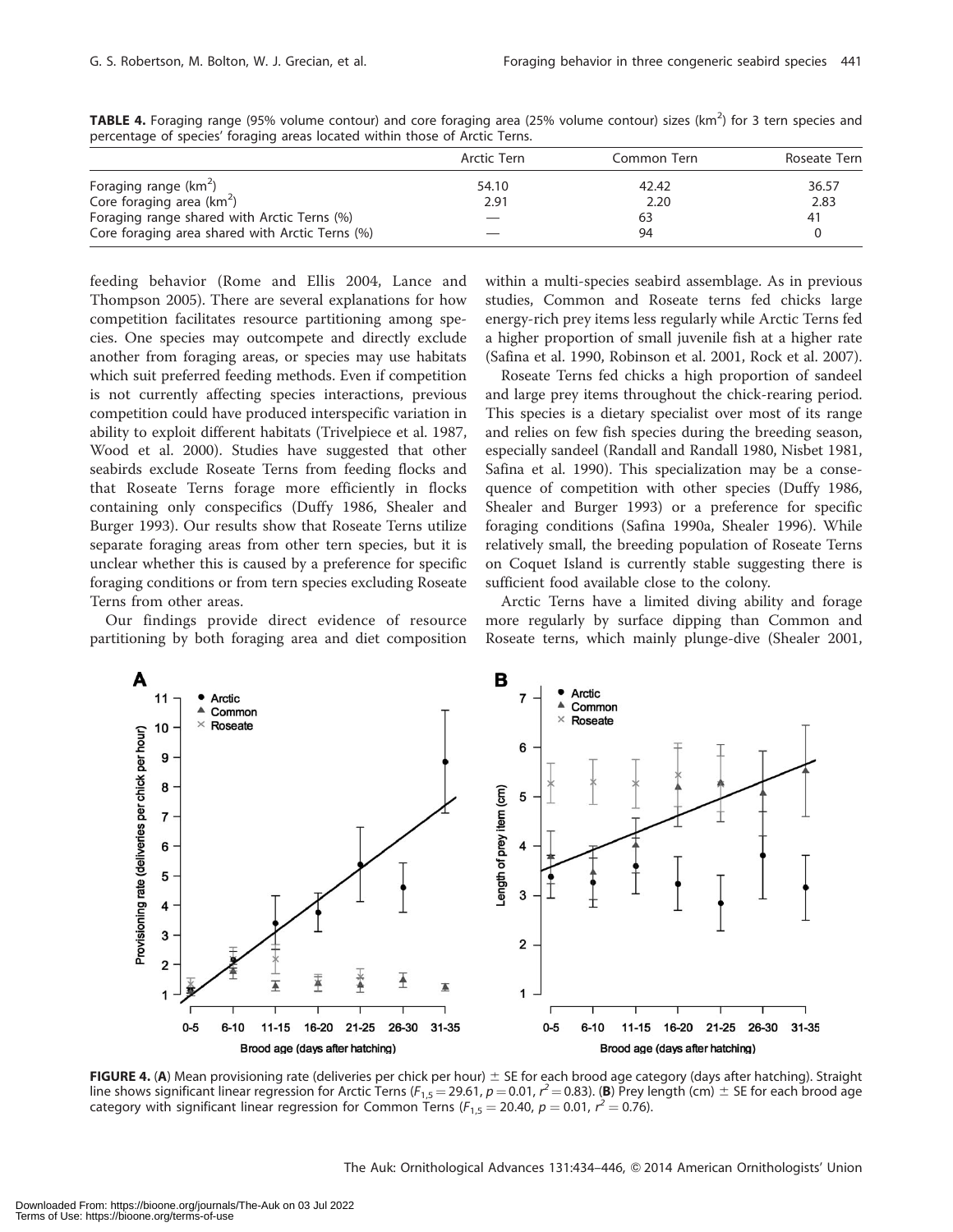**TABLE 4.** Foraging range (95% volume contour) and core foraging area (25% volume contour) sizes (km$^2$) for 3 tern species and percentage of species' foraging areas located within those of Arctic Terns.

| | Arctic Tern | Common Tern | Roseate Tern |
|---|---|---|---|
| Foraging range (km$^2$) | 54.10 | 42.42 | 36.57 |
| Core foraging area (km$^2$) | 2.91 | 2.20 | 2.83 |
| Foraging range shared with Arctic Terns (%) | — | 63 | 41 |
| Core foraging area shared with Arctic Terns (%) | — | 94 | 0 |

feeding behavior (Rome and Ellis 2004, Lance and Thompson 2005). There are several explanations for how competition facilitates resource partitioning among species. One species may outcompete and directly exclude another from foraging areas, or species may use habitats which suit preferred feeding methods. Even if competition is not currently affecting species interactions, previous competition could have produced interspecific variation in ability to exploit different habitats (Trivelpiece et al. 1987, Wood et al. 2000). Studies have suggested that other seabirds exclude Roseate Terns from feeding flocks and that Roseate Terns forage more efficiently in flocks containing only conspecifics (Duffy 1986, Shealer and Burger 1993). Our results show that Roseate Terns utilize separate foraging areas from other tern species, but it is unclear whether this is caused by a preference for specific foraging conditions or from tern species excluding Roseate Terns from other areas.

Our findings provide direct evidence of resource partitioning by both foraging area and diet composition within a multi-species seabird assemblage. As in previous studies, Common and Roseate terns fed chicks large energy-rich prey items less regularly while Arctic Terns fed a higher proportion of small juvenile fish at a higher rate (Safina et al. 1990, Robinson et al. 2001, Rock et al. 2007).

Roseate Terns fed chicks a high proportion of sandeel and large prey items throughout the chick-rearing period. This species is a dietary specialist over most of its range and relies on few fish species during the breeding season, especially sandeel (Randall and Randall 1980, Nisbet 1981, Safina et al. 1990). This specialization may be a consequence of competition with other species (Duffy 1986, Shealer and Burger 1993) or a preference for specific foraging conditions (Safina 1990a, Shealer 1996). While relatively small, the breeding population of Roseate Terns on Coquet Island is currently stable suggesting there is sufficient food available close to the colony.

Arctic Terns have a limited diving ability and forage more regularly by surface dipping than Common and Roseate terns, which mainly plunge-dive (Shealer 2001,

**FIGURE 4.** (**A**) Mean provisioning rate (deliveries per chick per hour) ± SE for each brood age category (days after hatching). Straight line shows significant linear regression for Arctic Terns ($F_{1,5} = 29.61$, $p = 0.01$, $r^2 = 0.83$). (**B**) Prey length (cm) ± SE for each brood age category with significant linear regression for Common Terns ($F_{1,5} = 20.40$, $p = 0.01$, $r^2 = 0.76$).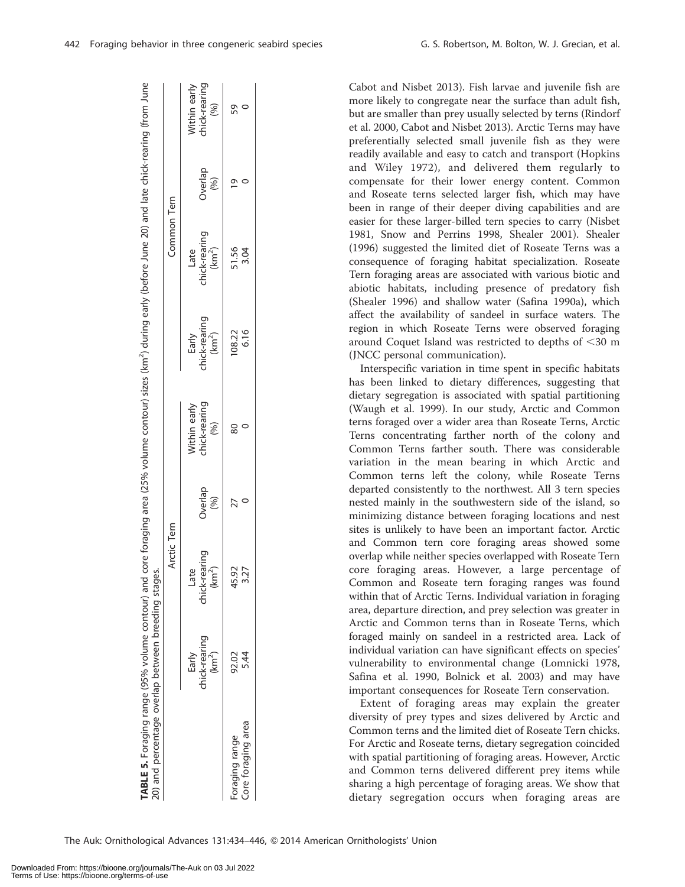**TABLE 5.** Foraging range (95% volume contour) and core foraging area (25% volume contour) sizes (km$^2$) during early (before June 20) and late chick-rearing (from June 20) and percentage overlap between breeding stages.

| | Arctic Tern | | | | Common Tern | | | |
|---|---|---|---|---|---|---|---|---|
| | Early chick-rearing (km$^2$) | Late chick-rearing (km$^2$) | Overlap (%) | Within early chick-rearing (%) | Early chick-rearing (km$^2$) | Late chick-rearing (km$^2$) | Overlap (%) | Within early chick-rearing (%) |
| Foraging range | 92.02 | 45.92 | 27 | 80 | 108.22 | 51.56 | 19 | 59 |
| Core foraging area | 5.44 | 3.27 | 0 | 0 | 6.16 | 3.04 | 0 | 0 |

Cabot and Nisbet 2013). Fish larvae and juvenile fish are more likely to congregate near the surface than adult fish, but are smaller than prey usually selected by terns (Rindorf et al. 2000, Cabot and Nisbet 2013). Arctic Terns may have preferentially selected small juvenile fish as they were readily available and easy to catch and transport (Hopkins and Wiley 1972), and delivered them regularly to compensate for their lower energy content. Common and Roseate terns selected larger fish, which may have been in range of their deeper diving capabilities and are easier for these larger-billed tern species to carry (Nisbet 1981, Snow and Perrins 1998, Shealer 2001). Shealer (1996) suggested the limited diet of Roseate Terns was a consequence of foraging habitat specialization. Roseate Tern foraging areas are associated with various biotic and abiotic habitats, including presence of predatory fish (Shealer 1996) and shallow water (Safina 1990a), which affect the availability of sandeel in surface waters. The region in which Roseate Terns were observed foraging around Coquet Island was restricted to depths of <30 m (JNCC personal communication).

Interspecific variation in time spent in specific habitats has been linked to dietary differences, suggesting that dietary segregation is associated with spatial partitioning (Waugh et al. 1999). In our study, Arctic and Common terns foraged over a wider area than Roseate Terns, Arctic Terns concentrating farther north of the colony and Common Terns farther south. There was considerable variation in the mean bearing in which Arctic and Common terns left the colony, while Roseate Terns departed consistently to the northwest. All 3 tern species nested mainly in the southwestern side of the island, so minimizing distance between foraging locations and nest sites is unlikely to have been an important factor. Arctic and Common tern core foraging areas showed some overlap while neither species overlapped with Roseate Tern core foraging areas. However, a large percentage of Common and Roseate tern foraging ranges was found within that of Arctic Terns. Individual variation in foraging area, departure direction, and prey selection was greater in Arctic and Common terns than in Roseate Terns, which foraged mainly on sandeel in a restricted area. Lack of individual variation can have significant effects on species' vulnerability to environmental change (Lomnicki 1978, Safina et al. 1990, Bolnick et al. 2003) and may have important consequences for Roseate Tern conservation.

Extent of foraging areas may explain the greater diversity of prey types and sizes delivered by Arctic and Common terns and the limited diet of Roseate Tern chicks. For Arctic and Roseate terns, dietary segregation coincided with spatial partitioning of foraging areas. However, Arctic and Common terns delivered different prey items while sharing a high percentage of foraging areas. We show that dietary segregation occurs when foraging areas are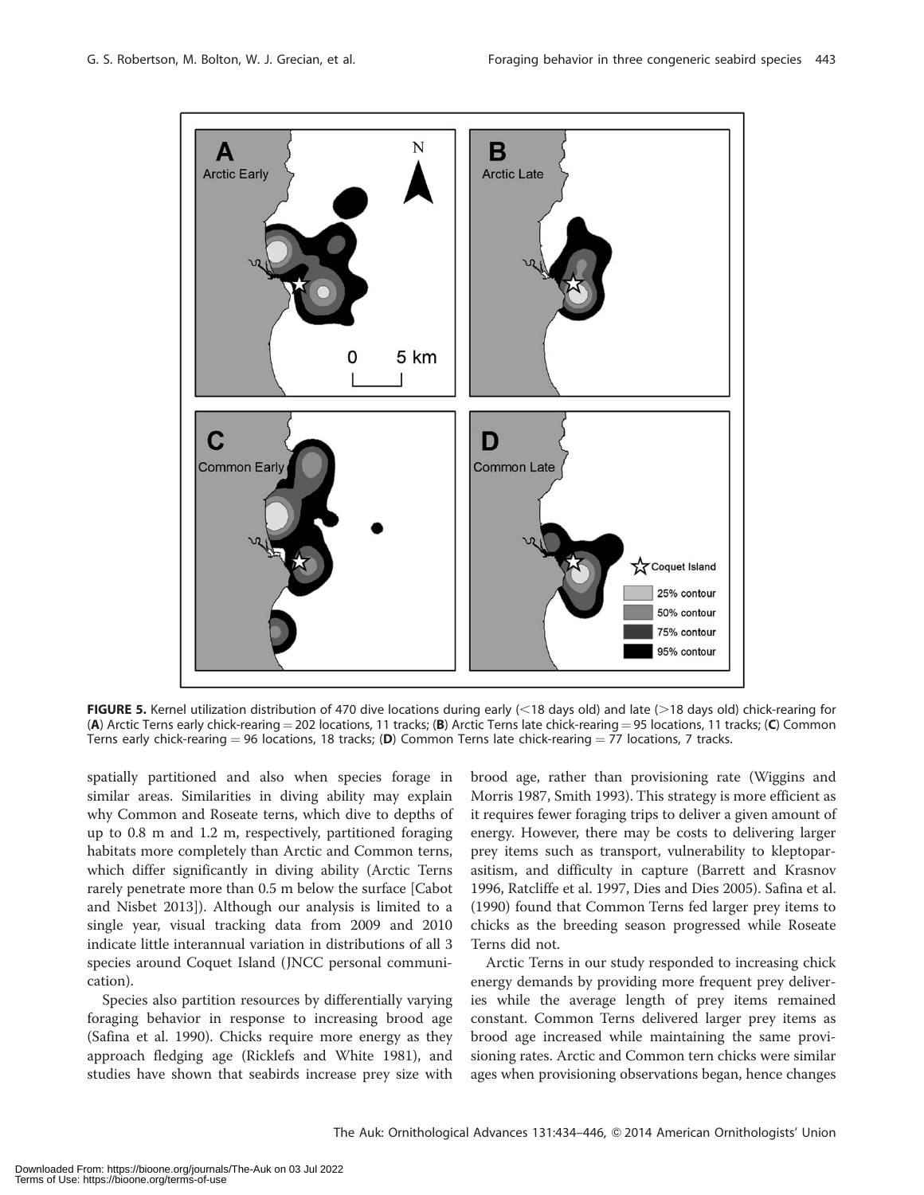**FIGURE 5.** Kernel utilization distribution of 470 dive locations during early (<18 days old) and late (>18 days old) chick-rearing for (**A**) Arctic Terns early chick-rearing = 202 locations, 11 tracks; (**B**) Arctic Terns late chick-rearing = 95 locations, 11 tracks; (**C**) Common Terns early chick-rearing = 96 locations, 18 tracks; (**D**) Common Terns late chick-rearing = 77 locations, 7 tracks.

spatially partitioned and also when species forage in similar areas. Similarities in diving ability may explain why Common and Roseate terns, which dive to depths of up to 0.8 m and 1.2 m, respectively, partitioned foraging habitats more completely than Arctic and Common terns, which differ significantly in diving ability (Arctic Terns rarely penetrate more than 0.5 m below the surface [Cabot and Nisbet 2013]). Although our analysis is limited to a single year, visual tracking data from 2009 and 2010 indicate little interannual variation in distributions of all 3 species around Coquet Island (JNCC personal communication).

Species also partition resources by differentially varying foraging behavior in response to increasing brood age (Safina et al. 1990). Chicks require more energy as they approach fledging age (Ricklefs and White 1981), and studies have shown that seabirds increase prey size with brood age, rather than provisioning rate (Wiggins and Morris 1987, Smith 1993). This strategy is more efficient as it requires fewer foraging trips to deliver a given amount of energy. However, there may be costs to delivering larger prey items such as transport, vulnerability to kleptoparasitism, and difficulty in capture (Barrett and Krasnov 1996, Ratcliffe et al. 1997, Dies and Dies 2005). Safina et al. (1990) found that Common Terns fed larger prey items to chicks as the breeding season progressed while Roseate Terns did not.

Arctic Terns in our study responded to increasing chick energy demands by providing more frequent prey deliveries while the average length of prey items remained constant. Common Terns delivered larger prey items as brood age increased while maintaining the same provisioning rates. Arctic and Common tern chicks were similar ages when provisioning observations began, hence changes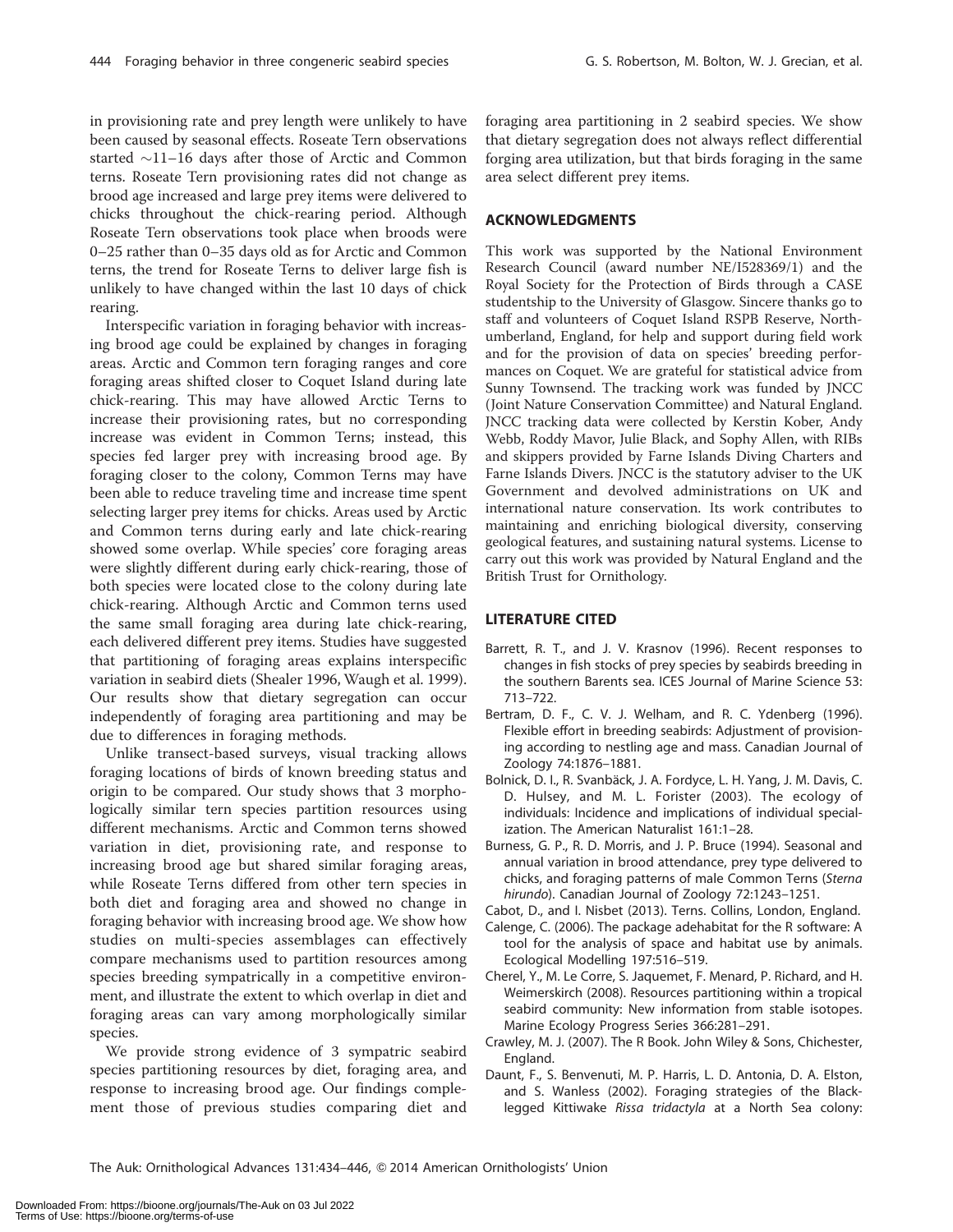in provisioning rate and prey length were unlikely to have been caused by seasonal effects. Roseate Tern observations started ~11–16 days after those of Arctic and Common terns. Roseate Tern provisioning rates did not change as brood age increased and large prey items were delivered to chicks throughout the chick-rearing period. Although Roseate Tern observations took place when broods were 0–25 rather than 0–35 days old as for Arctic and Common terns, the trend for Roseate Terns to deliver large fish is unlikely to have changed within the last 10 days of chick rearing.

Interspecific variation in foraging behavior with increasing brood age could be explained by changes in foraging areas. Arctic and Common tern foraging ranges and core foraging areas shifted closer to Coquet Island during late chick-rearing. This may have allowed Arctic Terns to increase their provisioning rates, but no corresponding increase was evident in Common Terns; instead, this species fed larger prey with increasing brood age. By foraging closer to the colony, Common Terns may have been able to reduce traveling time and increase time spent selecting larger prey items for chicks. Areas used by Arctic and Common terns during early and late chick-rearing showed some overlap. While species' core foraging areas were slightly different during early chick-rearing, those of both species were located close to the colony during late chick-rearing. Although Arctic and Common terns used the same small foraging area during late chick-rearing, each delivered different prey items. Studies have suggested that partitioning of foraging areas explains interspecific variation in seabird diets (Shealer 1996, Waugh et al. 1999). Our results show that dietary segregation can occur independently of foraging area partitioning and may be due to differences in foraging methods.

Unlike transect-based surveys, visual tracking allows foraging locations of birds of known breeding status and origin to be compared. Our study shows that 3 morphologically similar tern species partition resources using different mechanisms. Arctic and Common terns showed variation in diet, provisioning rate, and response to increasing brood age but shared similar foraging areas, while Roseate Terns differed from other tern species in both diet and foraging area and showed no change in foraging behavior with increasing brood age. We show how studies on multi-species assemblages can effectively compare mechanisms used to partition resources among species breeding sympatrically in a competitive environment, and illustrate the extent to which overlap in diet and foraging areas can vary among morphologically similar species.

We provide strong evidence of 3 sympatric seabird species partitioning resources by diet, foraging area, and response to increasing brood age. Our findings complement those of previous studies comparing diet and foraging area partitioning in 2 seabird species. We show that dietary segregation does not always reflect differential forging area utilization, but that birds foraging in the same area select different prey items.

## ACKNOWLEDGMENTS

This work was supported by the National Environment Research Council (award number NE/I528369/1) and the Royal Society for the Protection of Birds through a CASE studentship to the University of Glasgow. Sincere thanks go to staff and volunteers of Coquet Island RSPB Reserve, Northumberland, England, for help and support during field work and for the provision of data on species' breeding performances on Coquet. We are grateful for statistical advice from Sunny Townsend. The tracking work was funded by JNCC (Joint Nature Conservation Committee) and Natural England. JNCC tracking data were collected by Kerstin Kober, Andy Webb, Roddy Mavor, Julie Black, and Sophy Allen, with RIBs and skippers provided by Farne Islands Diving Charters and Farne Islands Divers. JNCC is the statutory adviser to the UK Government and devolved administrations on UK and international nature conservation. Its work contributes to maintaining and enriching biological diversity, conserving geological features, and sustaining natural systems. License to carry out this work was provided by Natural England and the British Trust for Ornithology.

## LITERATURE CITED

Barrett, R. T., and J. V. Krasnov (1996). Recent responses to changes in fish stocks of prey species by seabirds breeding in the southern Barents sea. ICES Journal of Marine Science 53: 713–722.

Bertram, D. F., C. V. J. Welham, and R. C. Ydenberg (1996). Flexible effort in breeding seabirds: Adjustment of provisioning according to nestling age and mass. Canadian Journal of Zoology 74:1876–1881.

Bolnick, D. I., R. Svanbäck, J. A. Fordyce, L. H. Yang, J. M. Davis, C. D. Hulsey, and M. L. Forister (2003). The ecology of individuals: Incidence and implications of individual specialization. The American Naturalist 161:1–28.

Burness, G. P., R. D. Morris, and J. P. Bruce (1994). Seasonal and annual variation in brood attendance, prey type delivered to chicks, and foraging patterns of male Common Terns (*Sterna hirundo*). Canadian Journal of Zoology 72:1243–1251.

Cabot, D., and I. Nisbet (2013). Terns. Collins, London, England.

Calenge, C. (2006). The package adehabitat for the R software: A tool for the analysis of space and habitat use by animals. Ecological Modelling 197:516–519.

Cherel, Y., M. Le Corre, S. Jaquemet, F. Menard, P. Richard, and H. Weimerskirch (2008). Resources partitioning within a tropical seabird community: New information from stable isotopes. Marine Ecology Progress Series 366:281–291.

Crawley, M. J. (2007). The R Book. John Wiley & Sons, Chichester, England.

Daunt, F., S. Benvenuti, M. P. Harris, L. D. Antonia, D. A. Elston, and S. Wanless (2002). Foraging strategies of the Black-legged Kittiwake *Rissa tridactyla* at a North Sea colony: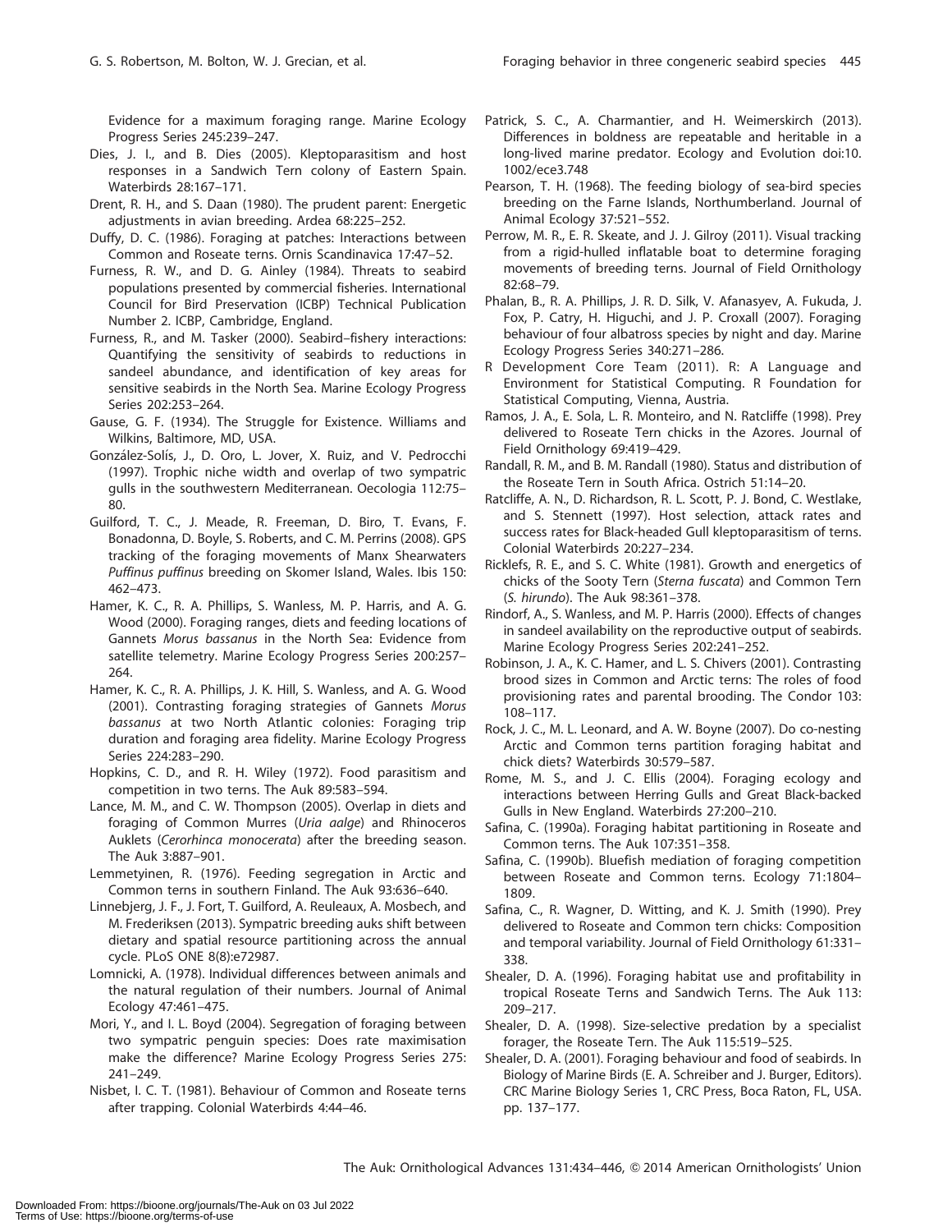Evidence for a maximum foraging range. Marine Ecology Progress Series 245:239–247.

Dies, J. I., and B. Dies (2005). Kleptoparasitism and host responses in a Sandwich Tern colony of Eastern Spain. Waterbirds 28:167–171.

Drent, R. H., and S. Daan (1980). The prudent parent: Energetic adjustments in avian breeding. Ardea 68:225–252.

Duffy, D. C. (1986). Foraging at patches: Interactions between Common and Roseate terns. Ornis Scandinavica 17:47–52.

Furness, R. W., and D. G. Ainley (1984). Threats to seabird populations presented by commercial fisheries. International Council for Bird Preservation (ICBP) Technical Publication Number 2. ICBP, Cambridge, England.

Furness, R., and M. Tasker (2000). Seabird–fishery interactions: Quantifying the sensitivity of seabirds to reductions in sandeel abundance, and identification of key areas for sensitive seabirds in the North Sea. Marine Ecology Progress Series 202:253–264.

Gause, G. F. (1934). The Struggle for Existence. Williams and Wilkins, Baltimore, MD, USA.

González-Solís, J., D. Oro, L. Jover, X. Ruiz, and V. Pedrocchi (1997). Trophic niche width and overlap of two sympatric gulls in the southwestern Mediterranean. Oecologia 112:75–80.

Guilford, T. C., J. Meade, R. Freeman, D. Biro, T. Evans, F. Bonadonna, D. Boyle, S. Roberts, and C. M. Perrins (2008). GPS tracking of the foraging movements of Manx Shearwaters *Puffinus puffinus* breeding on Skomer Island, Wales. Ibis 150: 462–473.

Hamer, K. C., R. A. Phillips, S. Wanless, M. P. Harris, and A. G. Wood (2000). Foraging ranges, diets and feeding locations of Gannets *Morus bassanus* in the North Sea: Evidence from satellite telemetry. Marine Ecology Progress Series 200:257–264.

Hamer, K. C., R. A. Phillips, J. K. Hill, S. Wanless, and A. G. Wood (2001). Contrasting foraging strategies of Gannets *Morus bassanus* at two North Atlantic colonies: Foraging trip duration and foraging area fidelity. Marine Ecology Progress Series 224:283–290.

Hopkins, C. D., and R. H. Wiley (1972). Food parasitism and competition in two terns. The Auk 89:583–594.

Lance, M. M., and C. W. Thompson (2005). Overlap in diets and foraging of Common Murres (*Uria aalge*) and Rhinoceros Auklets (*Cerorhinca monocerata*) after the breeding season. The Auk 3:887–901.

Lemmetyinen, R. (1976). Feeding segregation in Arctic and Common terns in southern Finland. The Auk 93:636–640.

Linnebjerg, J. F., J. Fort, T. Guilford, A. Reuleaux, A. Mosbech, and M. Frederiksen (2013). Sympatric breeding auks shift between dietary and spatial resource partitioning across the annual cycle. PLoS ONE 8(8):e72987.

Lomnicki, A. (1978). Individual differences between animals and the natural regulation of their numbers. Journal of Animal Ecology 47:461–475.

Mori, Y., and I. L. Boyd (2004). Segregation of foraging between two sympatric penguin species: Does rate maximisation make the difference? Marine Ecology Progress Series 275: 241–249.

Nisbet, I. C. T. (1981). Behaviour of Common and Roseate terns after trapping. Colonial Waterbirds 4:44–46.

Patrick, S. C., A. Charmantier, and H. Weimerskirch (2013). Differences in boldness are repeatable and heritable in a long-lived marine predator. Ecology and Evolution doi:10. 1002/ece3.748

Pearson, T. H. (1968). The feeding biology of sea-bird species breeding on the Farne Islands, Northumberland. Journal of Animal Ecology 37:521–552.

Perrow, M. R., E. R. Skeate, and J. J. Gilroy (2011). Visual tracking from a rigid-hulled inflatable boat to determine foraging movements of breeding terns. Journal of Field Ornithology 82:68–79.

Phalan, B., R. A. Phillips, J. R. D. Silk, V. Afanasyev, A. Fukuda, J. Fox, P. Catry, H. Higuchi, and J. P. Croxall (2007). Foraging behaviour of four albatross species by night and day. Marine Ecology Progress Series 340:271–286.

R Development Core Team (2011). R: A Language and Environment for Statistical Computing. R Foundation for Statistical Computing, Vienna, Austria.

Ramos, J. A., E. Sola, L. R. Monteiro, and N. Ratcliffe (1998). Prey delivered to Roseate Tern chicks in the Azores. Journal of Field Ornithology 69:419–429.

Randall, R. M., and B. M. Randall (1980). Status and distribution of the Roseate Tern in South Africa. Ostrich 51:14–20.

Ratcliffe, A. N., D. Richardson, R. L. Scott, P. J. Bond, C. Westlake, and S. Stennett (1997). Host selection, attack rates and success rates for Black-headed Gull kleptoparasitism of terns. Colonial Waterbirds 20:227–234.

Ricklefs, R. E., and S. C. White (1981). Growth and energetics of chicks of the Sooty Tern (*Sterna fuscata*) and Common Tern (*S. hirundo*). The Auk 98:361–378.

Rindorf, A., S. Wanless, and M. P. Harris (2000). Effects of changes in sandeel availability on the reproductive output of seabirds. Marine Ecology Progress Series 202:241–252.

Robinson, J. A., K. C. Hamer, and L. S. Chivers (2001). Contrasting brood sizes in Common and Arctic terns: The roles of food provisioning rates and parental brooding. The Condor 103: 108–117.

Rock, J. C., M. L. Leonard, and A. W. Boyne (2007). Do co-nesting Arctic and Common terns partition foraging habitat and chick diets? Waterbirds 30:579–587.

Rome, M. S., and J. C. Ellis (2004). Foraging ecology and interactions between Herring Gulls and Great Black-backed Gulls in New England. Waterbirds 27:200–210.

Safina, C. (1990a). Foraging habitat partitioning in Roseate and Common terns. The Auk 107:351–358.

Safina, C. (1990b). Bluefish mediation of foraging competition between Roseate and Common terns. Ecology 71:1804–1809.

Safina, C., R. Wagner, D. Witting, and K. J. Smith (1990). Prey delivered to Roseate and Common tern chicks: Composition and temporal variability. Journal of Field Ornithology 61:331–338.

Shealer, D. A. (1996). Foraging habitat use and profitability in tropical Roseate Terns and Sandwich Terns. The Auk 113: 209–217.

Shealer, D. A. (1998). Size-selective predation by a specialist forager, the Roseate Tern. The Auk 115:519–525.

Shealer, D. A. (2001). Foraging behaviour and food of seabirds. In Biology of Marine Birds (E. A. Schreiber and J. Burger, Editors). CRC Marine Biology Series 1, CRC Press, Boca Raton, FL, USA. pp. 137–177.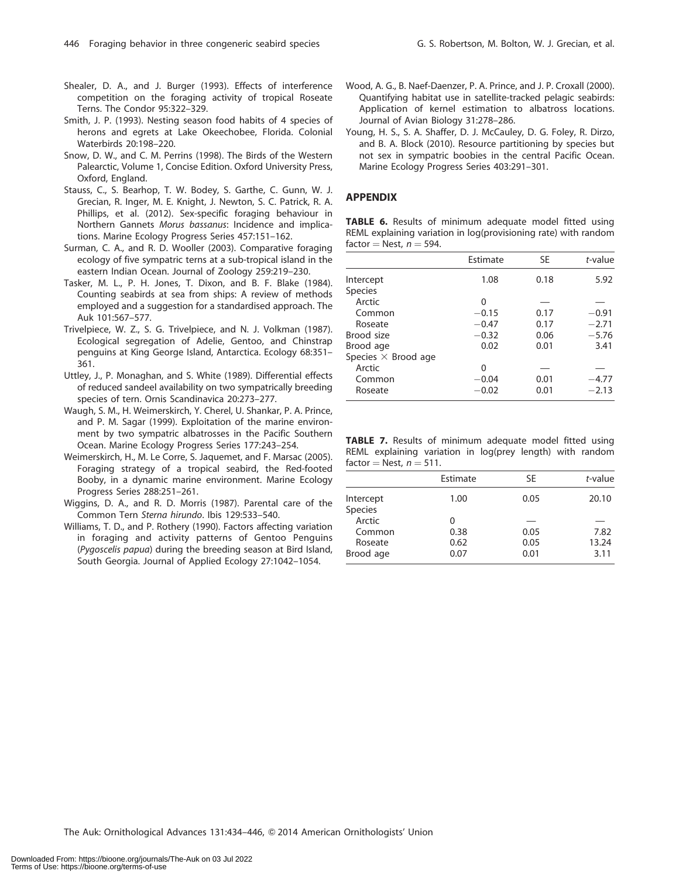Shealer, D. A., and J. Burger (1993). Effects of interference competition on the foraging activity of tropical Roseate Terns. The Condor 95:322–329.

Smith, J. P. (1993). Nesting season food habits of 4 species of herons and egrets at Lake Okeechobee, Florida. Colonial Waterbirds 20:198–220.

Snow, D. W., and C. M. Perrins (1998). The Birds of the Western Palearctic, Volume 1, Concise Edition. Oxford University Press, Oxford, England.

Stauss, C., S. Bearhop, T. W. Bodey, S. Garthe, C. Gunn, W. J. Grecian, R. Inger, M. E. Knight, J. Newton, S. C. Patrick, R. A. Phillips, et al. (2012). Sex-specific foraging behaviour in Northern Gannets *Morus bassanus*: Incidence and implications. Marine Ecology Progress Series 457:151–162.

Surman, C. A., and R. D. Wooller (2003). Comparative foraging ecology of five sympatric terns at a sub-tropical island in the eastern Indian Ocean. Journal of Zoology 259:219–230.

Tasker, M. L., P. H. Jones, T. Dixon, and B. F. Blake (1984). Counting seabirds at sea from ships: A review of methods employed and a suggestion for a standardised approach. The Auk 101:567–577.

Trivelpiece, W. Z., S. G. Trivelpiece, and N. J. Volkman (1987). Ecological segregation of Adelie, Gentoo, and Chinstrap penguins at King George Island, Antarctica. Ecology 68:351–361.

Uttley, J., P. Monaghan, and S. White (1989). Differential effects of reduced sandeel availability on two sympatrically breeding species of tern. Ornis Scandinavica 20:273–277.

Waugh, S. M., H. Weimerskirch, Y. Cherel, U. Shankar, P. A. Prince, and P. M. Sagar (1999). Exploitation of the marine environment by two sympatric albatrosses in the Pacific Southern Ocean. Marine Ecology Progress Series 177:243–254.

Weimerskirch, H., M. Le Corre, S. Jaquemet, and F. Marsac (2005). Foraging strategy of a tropical seabird, the Red-footed Booby, in a dynamic marine environment. Marine Ecology Progress Series 288:251–261.

Wiggins, D. A., and R. D. Morris (1987). Parental care of the Common Tern *Sterna hirundo*. Ibis 129:533–540.

Williams, T. D., and P. Rothery (1990). Factors affecting variation in foraging and activity patterns of Gentoo Penguins (*Pygoscelis papua*) during the breeding season at Bird Island, South Georgia. Journal of Applied Ecology 27:1042–1054.

Wood, A. G., B. Naef-Daenzer, P. A. Prince, and J. P. Croxall (2000). Quantifying habitat use in satellite-tracked pelagic seabirds: Application of kernel estimation to albatross locations. Journal of Avian Biology 31:278–286.

Young, H. S., S. A. Shaffer, D. J. McCauley, D. G. Foley, R. Dirzo, and B. A. Block (2010). Resource partitioning by species but not sex in sympatric boobies in the central Pacific Ocean. Marine Ecology Progress Series 403:291–301.

## APPENDIX

**TABLE 6.** Results of minimum adequate model fitted using REML explaining variation in log(provisioning rate) with random factor = Nest, $n = 594$.

| | Estimate | SE | *t*-value |
|---|---|---|---|
| Intercept | 1.08 | 0.18 | 5.92 |
| Species | | | |
| Arctic | 0 | — | — |
| Common | −0.15 | 0.17 | −0.91 |
| Roseate | −0.47 | 0.17 | −2.71 |
| Brood size | −0.32 | 0.06 | −5.76 |
| Brood age | 0.02 | 0.01 | 3.41 |
| Species × Brood age | | | |
| Arctic | 0 | — | — |
| Common | −0.04 | 0.01 | −4.77 |
| Roseate | −0.02 | 0.01 | −2.13 |

**TABLE 7.** Results of minimum adequate model fitted using REML explaining variation in log(prey length) with random factor = Nest, $n = 511$.

| | Estimate | SE | *t*-value |
|---|---|---|---|
| Intercept | 1.00 | 0.05 | 20.10 |
| Species | | | |
| Arctic | 0 | — | — |
| Common | 0.38 | 0.05 | 7.82 |
| Roseate | 0.62 | 0.05 | 13.24 |
| Brood age | 0.07 | 0.01 | 3.11 |